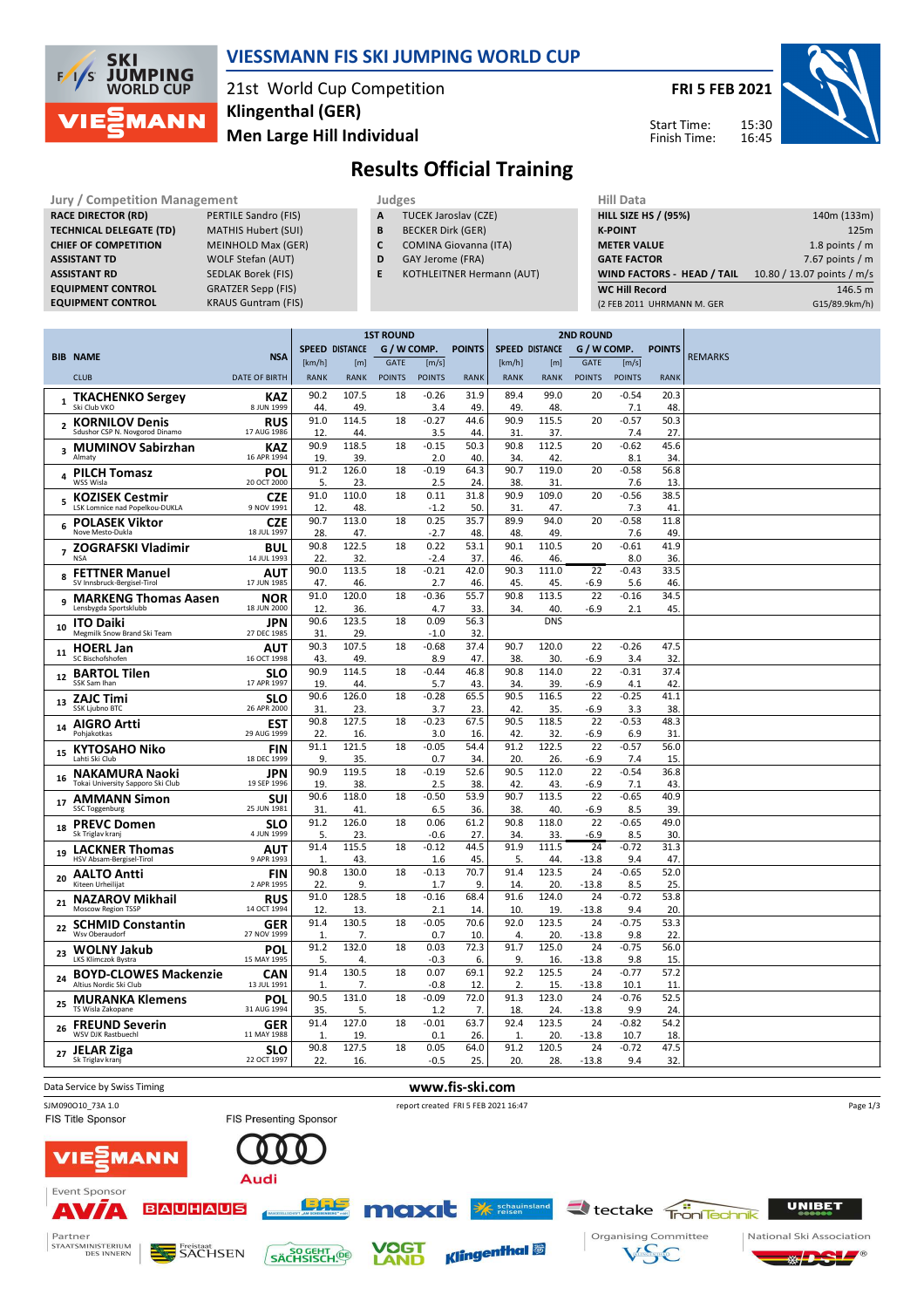# VIESSMANN FIS SKI JUMPING WORLD CUP

21st World Cup Competition
Klingenthal (GER)
Men Large Hill Individual

FRI 5 FEB 2021

Start Time: 15:30
Finish Time: 16:45

## Results Official Training

| Jury / Competition Management | |
|---|---|
| RACE DIRECTOR (RD) | PERTILE Sandro (FIS) |
| TECHNICAL DELEGATE (TD) | MATHIS Hubert (SUI) |
| CHIEF OF COMPETITION | MEINHOLD Max (GER) |
| ASSISTANT TD | WOLF Stefan (AUT) |
| ASSISTANT RD | SEDLAK Borek (FIS) |
| EQUIPMENT CONTROL | GRATZER Sepp (FIS) |
| EQUIPMENT CONTROL | KRAUS Guntram (FIS) |

| Judges | |
|---|---|
| A | TUCEK Jaroslav (CZE) |
| B | BECKER Dirk (GER) |
| C | COMINA Giovanna (ITA) |
| D | GAY Jerome (FRA) |
| E | KOTHLEITNER Hermann (AUT) |

| Hill Data | |
|---|---|
| HILL SIZE HS / (95%) | 140m (133m) |
| K-POINT | 125m |
| METER VALUE | 1.8 points / m |
| GATE FACTOR | 7.67 points / m |
| WIND FACTORS - HEAD / TAIL | 10.80 / 13.07 points / m/s |
| WC Hill Record | 146.5 m |
| (2 FEB 2011 UHRMANN M. GER | G15/89.9km/h) |

| BIB | NAME / CLUB | NSA / DATE OF BIRTH | 1st Round SPEED [km/h] / RANK | DISTANCE [m] / RANK | GATE / POINTS | WIND [m/s] / POINTS | POINTS / RANK | 2nd Round SPEED [km/h] / RANK | DISTANCE [m] / RANK | GATE / POINTS | WIND [m/s] / POINTS | POINTS / RANK | REMARKS |
|---|---|---|---|---|---|---|---|---|---|---|---|---|---|
| 1 | TKACHENKO Sergey / Ski Club VKO | KAZ / 8 JUN 1999 | 90.2 / 44. | 107.5 / 49. | 18 | -0.26 / 3.4 | 31.9 / 49. | 89.4 / 49. | 99.0 / 48. | 20 | -0.54 / 7.1 | 20.3 / 48. | |
| 2 | KORNILOV Denis / Sdushor CSP N. Novgorod Dinamo | RUS / 17 AUG 1986 | 91.0 / 12. | 114.5 / 44. | 18 | -0.27 / 3.5 | 44.6 / 44. | 90.9 / 31. | 115.5 / 37. | 20 | -0.57 / 7.4 | 50.3 / 27. | |
| 3 | MUMINOV Sabirzhan / Almaty | KAZ / 16 APR 1994 | 90.9 / 19. | 118.5 / 39. | 18 | -0.15 / 2.0 | 50.3 / 40. | 90.8 / 34. | 112.5 / 42. | 20 | -0.62 / 8.1 | 45.6 / 34. | |
| 4 | PILCH Tomasz / WSS Wisla | POL / 20 OCT 2000 | 91.2 / 5. | 126.0 / 23. | 18 | -0.19 / 2.5 | 64.3 / 24. | 90.7 / 38. | 119.0 / 31. | 20 | -0.58 / 7.6 | 56.8 / 13. | |
| 5 | KOZISEK Cestmir / LSK Lomnice nad Popelkou-DUKLA | CZE / 9 NOV 1991 | 91.0 / 12. | 110.0 / 48. | 18 | 0.11 / -1.2 | 31.8 / 50. | 90.9 / 31. | 109.0 / 47. | 20 | -0.56 / 7.3 | 38.5 / 41. | |
| 6 | POLASEK Viktor / Nove Mesto-Dukla | CZE / 18 JUL 1997 | 90.7 / 28. | 113.0 / 47. | 18 | 0.25 / -2.7 | 35.7 / 48. | 89.9 / 48. | 94.0 / 49. | 20 | -0.58 / 7.6 | 11.8 / 49. | |
| 7 | ZOGRAFSKI Vladimir / NSA | BUL / 14 JUL 1993 | 90.8 / 22. | 122.5 / 32. | 18 | 0.22 / -2.4 | 53.1 / 37. | 90.1 / 46. | 110.5 / 46. | 20 | -0.61 / 8.0 | 41.9 / 36. | |
| 8 | FETTNER Manuel / SV Innsbruck-Bergisel-Tirol | AUT / 17 JUN 1985 | 90.0 / 47. | 113.5 / 46. | 18 | -0.21 / 2.7 | 42.0 / 46. | 90.3 / 45. | 111.0 / 45. | 22 / -6.9 | -0.43 / 5.6 | 33.5 / 46. | |
| 9 | MARKENG Thomas Aasen / Lensbygda Sportsklubb | NOR / 18 JUN 2000 | 91.0 / 12. | 120.0 / 36. | 18 | -0.36 / 4.7 | 55.7 / 33. | 90.8 / 34. | 113.5 / 40. | 22 / -6.9 | -0.16 / 2.1 | 34.5 / 45. | |
| 10 | ITO Daiki / Megmilk Snow Brand Ski Team | JPN / 27 DEC 1985 | 90.6 / 31. | 123.5 / 29. | 18 | 0.09 / -1.0 | 56.3 / 32. | | DNS | | | | |
| 11 | HOERL Jan / SC Bischofshofen | AUT / 16 OCT 1998 | 90.3 / 43. | 107.5 / 49. | 18 | -0.68 / 8.9 | 37.4 / 47. | 90.7 / 38. | 120.0 / 30. | 22 / -6.9 | -0.26 / 3.4 | 47.5 / 32. | |
| 12 | BARTOL Tilen / SSK Sam Ihan | SLO / 17 APR 1997 | 90.9 / 19. | 114.5 / 44. | 18 | -0.44 / 5.7 | 46.8 / 43. | 90.8 / 34. | 114.0 / 39. | 22 / -6.9 | -0.31 / 4.1 | 37.4 / 42. | |
| 13 | ZAJC Timi / SSK Ljubno BTC | SLO / 26 APR 2000 | 90.6 / 31. | 126.0 / 23. | 18 | -0.28 / 3.7 | 65.5 / 23. | 90.5 / 42. | 116.5 / 35. | 22 / -6.9 | -0.25 / 3.3 | 41.1 / 38. | |
| 14 | AIGRO Artti / Pohjakotkas | EST / 29 AUG 1999 | 90.8 / 22. | 127.5 / 16. | 18 | -0.23 / 3.0 | 67.5 / 16. | 90.5 / 42. | 118.5 / 32. | 22 / -6.9 | -0.53 / 6.9 | 48.3 / 31. | |
| 15 | KYTOSAHO Niko / Lahti Ski Club | FIN / 18 DEC 1999 | 91.1 / 9. | 121.5 / 35. | 18 | -0.05 / 0.7 | 54.4 / 34. | 91.2 / 20. | 122.5 / 26. | 22 / -6.9 | -0.57 / 7.4 | 56.0 / 15. | |
| 16 | NAKAMURA Naoki / Tokai University Sapporo Ski Club | JPN / 19 SEP 1996 | 90.9 / 19. | 119.5 / 38. | 18 | -0.19 / 2.5 | 52.6 / 38. | 90.5 / 42. | 112.0 / 43. | 22 / -6.9 | -0.54 / 7.1 | 36.8 / 43. | |
| 17 | AMMANN Simon / SSC Toggenburg | SUI / 25 JUN 1981 | 90.6 / 31. | 118.0 / 41. | 18 | -0.50 / 6.5 | 53.9 / 36. | 90.7 / 38. | 113.5 / 40. | 22 / -6.9 | -0.65 / 8.5 | 40.9 / 39. | |
| 18 | PREVC Domen / Sk Triglav kranj | SLO / 4 JUN 1999 | 91.2 / 5. | 126.0 / 23. | 18 | 0.06 / -0.6 | 61.2 / 27. | 90.8 / 34. | 118.0 / 33. | 22 / -6.9 | -0.65 / 8.5 | 49.0 / 30. | |
| 19 | LACKNER Thomas / HSV Absam-Bergisel-Tirol | AUT / 9 APR 1993 | 91.4 / 1. | 115.5 / 43. | 18 | -0.12 / 1.6 | 44.5 / 45. | 91.9 / 5. | 111.5 / 44. | 24 / -13.8 | -0.72 / 9.4 | 31.3 / 47. | |
| 20 | AALTO Antti / Kiteen Urheilijat | FIN / 2 APR 1995 | 90.8 / 22. | 130.0 / 9. | 18 | -0.13 / 1.7 | 70.7 / 9. | 91.4 / 14. | 123.5 / 20. | 24 / -13.8 | -0.65 / 8.5 | 52.0 / 25. | |
| 21 | NAZAROV Mikhail / Moscow Region TSSP | RUS / 14 OCT 1994 | 91.0 / 12. | 128.5 / 13. | 18 | -0.16 / 2.1 | 68.4 / 14. | 91.6 / 10. | 124.0 / 19. | 24 / -13.8 | -0.72 / 9.4 | 53.8 / 20. | |
| 22 | SCHMID Constantin / Wsv Oberaudorf | GER / 27 NOV 1999 | 91.4 / 1. | 130.5 / 7. | 18 | -0.05 / 0.7 | 70.6 / 10. | 92.0 / 4. | 123.5 / 20. | 24 / -13.8 | -0.75 / 9.8 | 53.3 / 22. | |
| 23 | WOLNY Jakub / LKS Klimczok Bystra | POL / 15 MAY 1995 | 91.2 / 5. | 132.0 / 4. | 18 | 0.03 / -0.3 | 72.3 / 6. | 91.7 / 9. | 125.0 / 16. | 24 / -13.8 | -0.75 / 9.8 | 56.0 / 15. | |
| 24 | BOYD-CLOWES Mackenzie / Altius Nordic Ski Club | CAN / 13 JUL 1991 | 91.4 / 1. | 130.5 / 7. | 18 | 0.07 / -0.8 | 69.1 / 12. | 92.2 / 2. | 125.5 / 15. | 24 / -13.8 | -0.77 / 10.1 | 57.2 / 11. | |
| 25 | MURANKA Klemens / TS Wisla Zakopane | POL / 31 AUG 1994 | 90.5 / 35. | 131.0 / 5. | 18 | -0.09 / 1.2 | 72.0 / 7. | 91.3 / 18. | 123.0 / 24. | 24 / -13.8 | -0.76 / 9.9 | 52.5 / 24. | |
| 26 | FREUND Severin / WSV DJK Rastbuechl | GER / 11 MAY 1988 | 91.4 / 1. | 127.0 / 19. | 18 | -0.01 / 0.1 | 63.7 / 26. | 92.4 / 1. | 123.5 / 20. | 24 / -13.8 | -0.82 / 10.7 | 54.2 / 18. | |
| 27 | JELAR Ziga / Sk Triglav kranj | SLO / 22 OCT 1997 | 90.8 / 22. | 127.5 / 16. | 18 | 0.05 / -0.5 | 64.0 / 25. | 91.2 / 20. | 120.5 / 28. | 24 / -13.8 | -0.72 / 9.4 | 47.5 / 32. | |

Data Service by Swiss Timing — www.fis-ski.com

SJM090O10_73A 1.0 — report created FRI 5 FEB 2021 16:47

FIS Title Sponsor: VIESSMANN — FIS Presenting Sponsor: Audi

Event Sponsor: AVIA, BAUHAUS, maxit, schauinsland reisen, tectake, TronTechnik, UNIBET

Partner: Staatsministerium des Innern, Freistaat Sachsen, So geht sächsisch, Vogtland, Klingenthal — Organising Committee: VSC — National Ski Association: DSV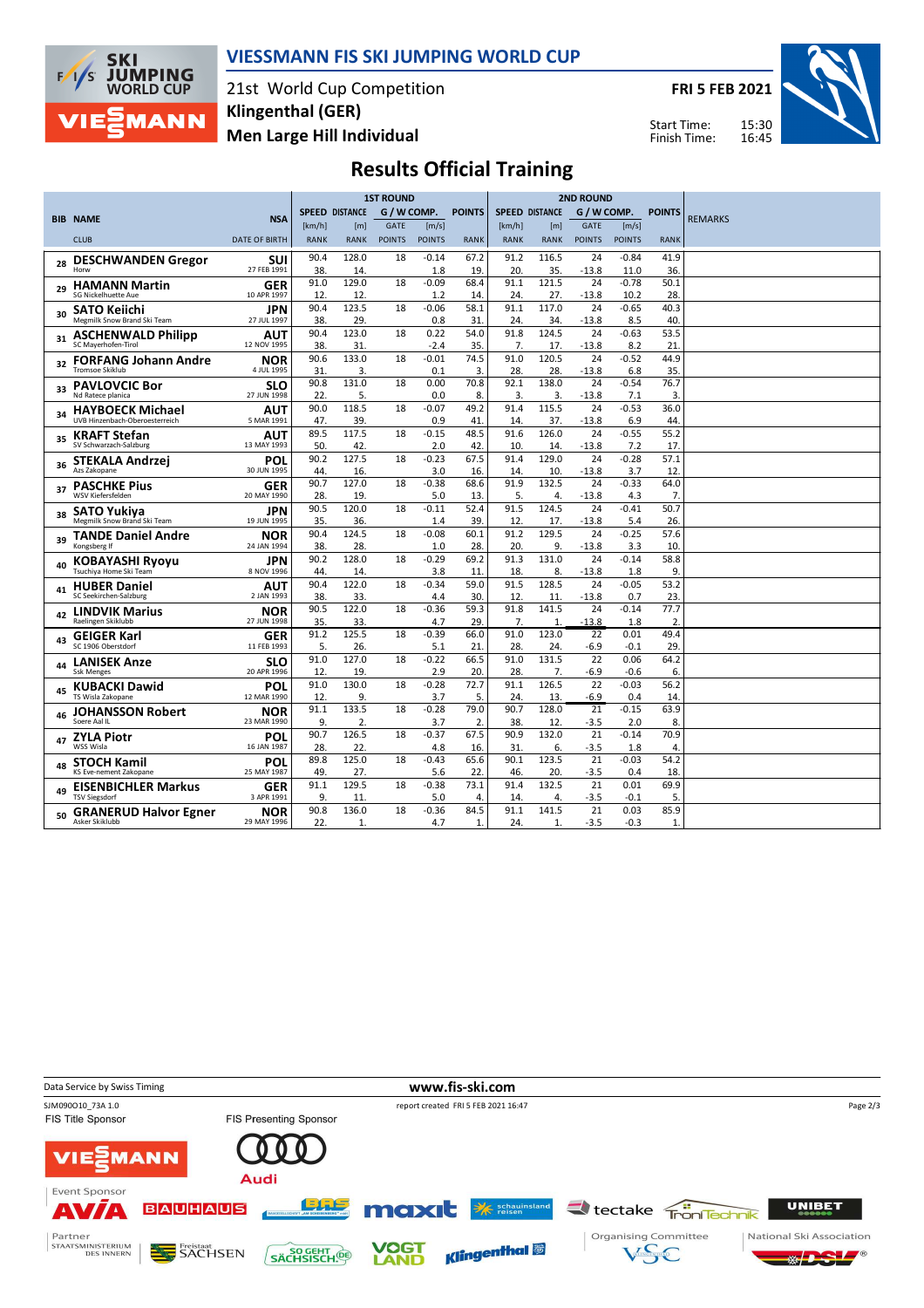# VIESSMANN FIS SKI JUMPING WORLD CUP

21st World Cup Competition
Klingenthal (GER)
Men Large Hill Individual

FRI 5 FEB 2021

Start Time: 15:30
Finish Time: 16:45

## Results Official Training

| BIB | NAME / CLUB | NSA / DATE OF BIRTH | 1ST ROUND SPEED [km/h] / RANK | DISTANCE [m] / RANK | GATE / POINTS | [m/s] / POINTS | POINTS / RANK | 2ND ROUND SPEED [km/h] / RANK | DISTANCE [m] / RANK | GATE / POINTS | [m/s] / POINTS | POINTS / RANK | REMARKS |
|---|---|---|---|---|---|---|---|---|---|---|---|---|---|
| 28 | DESCHWANDEN Gregor / Horw | SUI / 27 FEB 1991 | 90.4 / 38. | 128.0 / 14. | 18 | -0.14 / 1.8 | 67.2 / 19. | 91.2 / 20. | 116.5 / 35. | 24 / -13.8 | -0.84 / 11.0 | 41.9 / 36. | |
| 29 | HAMANN Martin / SG Nickelhuette Aue | GER / 10 APR 1997 | 91.0 / 12. | 129.0 / 12. | 18 | -0.09 / 1.2 | 68.4 / 14. | 91.1 / 24. | 121.5 / 27. | 24 / -13.8 | -0.78 / 10.2 | 50.1 / 28. | |
| 30 | SATO Keiichi / Megmilk Snow Brand Ski Team | JPN / 27 JUL 1997 | 90.4 / 38. | 123.5 / 29. | 18 | -0.06 / 0.8 | 58.1 / 31. | 91.1 / 24. | 117.0 / 34. | 24 / -13.8 | -0.65 / 8.5 | 40.3 / 40. | |
| 31 | ASCHENWALD Philipp / SC Mayerhofen-Tirol | AUT / 12 NOV 1995 | 90.4 / 38. | 123.0 / 31. | 18 | 0.22 / -2.4 | 54.0 / 35. | 91.8 / 7. | 124.5 / 17. | 24 / -13.8 | -0.63 / 8.2 | 53.5 / 21. | |
| 32 | FORFANG Johann Andre / Tromsoe Skiklub | NOR / 4 JUL 1995 | 90.6 / 31. | 133.0 / 3. | 18 | -0.01 / 0.1 | 74.5 / 3. | 91.0 / 28. | 120.5 / 28. | 24 / -13.8 | -0.52 / 6.8 | 44.9 / 35. | |
| 33 | PAVLOVCIC Bor / Nd Ratece planica | SLO / 27 JUN 1998 | 90.8 / 22. | 131.0 / 5. | 18 | 0.00 / 0.0 | 70.8 / 8. | 92.1 / 3. | 138.0 / 3. | 24 / -13.8 | -0.54 / 7.1 | 76.7 / 3. | |
| 34 | HAYBOECK Michael / UVB Hinzenbach-Oberoesterreich | AUT / 5 MAR 1991 | 90.0 / 47. | 118.5 / 39. | 18 | -0.07 / 0.9 | 49.2 / 41. | 91.4 / 14. | 115.5 / 37. | 24 / -13.8 | -0.53 / 6.9 | 36.0 / 44. | |
| 35 | KRAFT Stefan / SV Schwarzach-Salzburg | AUT / 13 MAY 1993 | 89.5 / 50. | 117.5 / 42. | 18 | -0.15 / 2.0 | 48.5 / 42. | 91.6 / 10. | 126.0 / 14. | 24 / -13.8 | -0.55 / 7.2 | 55.2 / 17. | |
| 36 | STEKALA Andrzej / Azs Zakopane | POL / 30 JUN 1995 | 90.2 / 44. | 127.5 / 16. | 18 | -0.23 / 3.0 | 67.5 / 16. | 91.4 / 14. | 129.0 / 10. | 24 / -13.8 | -0.28 / 3.7 | 57.1 / 12. | |
| 37 | PASCHKE Pius / WSV Kiefersfelden | GER / 20 MAY 1990 | 90.7 / 28. | 127.0 / 19. | 18 | -0.38 / 5.0 | 68.6 / 13. | 91.9 / 5. | 132.5 / 4. | 24 / -13.8 | -0.33 / 4.3 | 64.0 / 7. | |
| 38 | SATO Yukiya / Megmilk Snow Brand Ski Team | JPN / 19 JUN 1995 | 90.5 / 35. | 120.0 / 36. | 18 | -0.11 / 1.4 | 52.4 / 39. | 91.5 / 12. | 124.5 / 17. | 24 / -13.8 | -0.41 / 5.4 | 50.7 / 26. | |
| 39 | TANDE Daniel Andre / Kongsberg If | NOR / 24 JAN 1994 | 90.4 / 38. | 124.5 / 28. | 18 | -0.08 / 1.0 | 60.1 / 28. | 91.2 / 20. | 129.5 / 9. | 24 / -13.8 | -0.25 / 3.3 | 57.6 / 10. | |
| 40 | KOBAYASHI Ryoyu / Tsuchiya Home Ski Team | JPN / 8 NOV 1996 | 90.2 / 44. | 128.0 / 14. | 18 | -0.29 / 3.8 | 69.2 / 11. | 91.3 / 18. | 131.0 / 8. | 24 / -13.8 | -0.14 / 1.8 | 58.8 / 9. | |
| 41 | HUBER Daniel / SC Seekirchen-Salzburg | AUT / 2 JAN 1993 | 90.4 / 38. | 122.0 / 33. | 18 | -0.34 / 4.4 | 59.0 / 30. | 91.5 / 12. | 128.5 / 11. | 24 / -13.8 | -0.05 / 0.7 | 53.2 / 23. | |
| 42 | LINDVIK Marius / Raelingen Skiklubb | NOR / 27 JUN 1998 | 90.5 / 35. | 122.0 / 33. | 18 | -0.36 / 4.7 | 59.3 / 29. | 91.8 / 7. | 141.5 / 1. | 24 / -13.8 | -0.14 / 1.8 | 77.7 / 2. | |
| 43 | GEIGER Karl / SC 1906 Oberstdorf | GER / 11 FEB 1993 | 91.2 / 5. | 125.5 / 26. | 18 | -0.39 / 5.1 | 66.0 / 21. | 91.0 / 28. | 123.0 / 24. | 22 / -6.9 | 0.01 / -0.1 | 49.4 / 29. | |
| 44 | LANISEK Anze / Ssk Menges | SLO / 20 APR 1996 | 91.0 / 12. | 127.0 / 19. | 18 | -0.22 / 2.9 | 66.5 / 20. | 91.0 / 28. | 131.5 / 7. | 22 / -6.9 | 0.06 / -0.6 | 64.2 / 6. | |
| 45 | KUBACKI Dawid / TS Wisla Zakopane | POL / 12 MAR 1990 | 91.0 / 12. | 130.0 / 9. | 18 | -0.28 / 3.7 | 72.7 / 5. | 91.1 / 24. | 126.5 / 13. | 22 / -6.9 | -0.03 / 0.4 | 56.2 / 14. | |
| 46 | JOHANSSON Robert / Soere Aal IL | NOR / 23 MAR 1990 | 91.1 / 9. | 133.5 / 2. | 18 | -0.28 / 3.7 | 79.0 / 2. | 90.7 / 38. | 128.0 / 12. | 21 / -3.5 | -0.15 / 2.0 | 63.9 / 8. | |
| 47 | ZYLA Piotr / WSS Wisla | POL / 16 JAN 1987 | 90.7 / 28. | 126.5 / 22. | 18 | -0.37 / 4.8 | 67.5 / 16. | 90.9 / 31. | 132.0 / 6. | 21 / -3.5 | -0.14 / 1.8 | 70.9 / 4. | |
| 48 | STOCH Kamil / KS Eve-nement Zakopane | POL / 25 MAY 1987 | 89.8 / 49. | 125.0 / 27. | 18 | -0.43 / 5.6 | 65.6 / 22. | 90.1 / 46. | 123.5 / 20. | 21 / -3.5 | -0.03 / 0.4 | 54.2 / 18. | |
| 49 | EISENBICHLER Markus / TSV Siegsdorf | GER / 3 APR 1991 | 91.1 / 9. | 129.5 / 11. | 18 | -0.38 / 5.0 | 73.1 / 4. | 91.4 / 14. | 132.5 / 4. | 21 / -3.5 | 0.01 / -0.1 | 69.9 / 5. | |
| 50 | GRANERUD Halvor Egner / Asker Skiklubb | NOR / 29 MAY 1996 | 90.8 / 22. | 136.0 / 1. | 18 | -0.36 / 4.7 | 84.5 / 1. | 91.1 / 24. | 141.5 / 1. | 21 / -3.5 | 0.03 / -0.3 | 85.9 / 1. | |

Data Service by Swiss Timing — www.fis-ski.com

SJM090O10_73A 1.0 — report created FRI 5 FEB 2021 16:47

FIS Title Sponsor: VIESSMANN — FIS Presenting Sponsor: Audi

Event Sponsor: AVIA, BAUHAUS, BRS, maxit, schauinsland reisen, tectake, TronTechnik, UNIBET

Partner: Staatsministerium des Innern, Freistaat Sachsen, So geht sächsisch, Vogtland, Klingenthal — Organising Committee: VSC — National Ski Association: DSV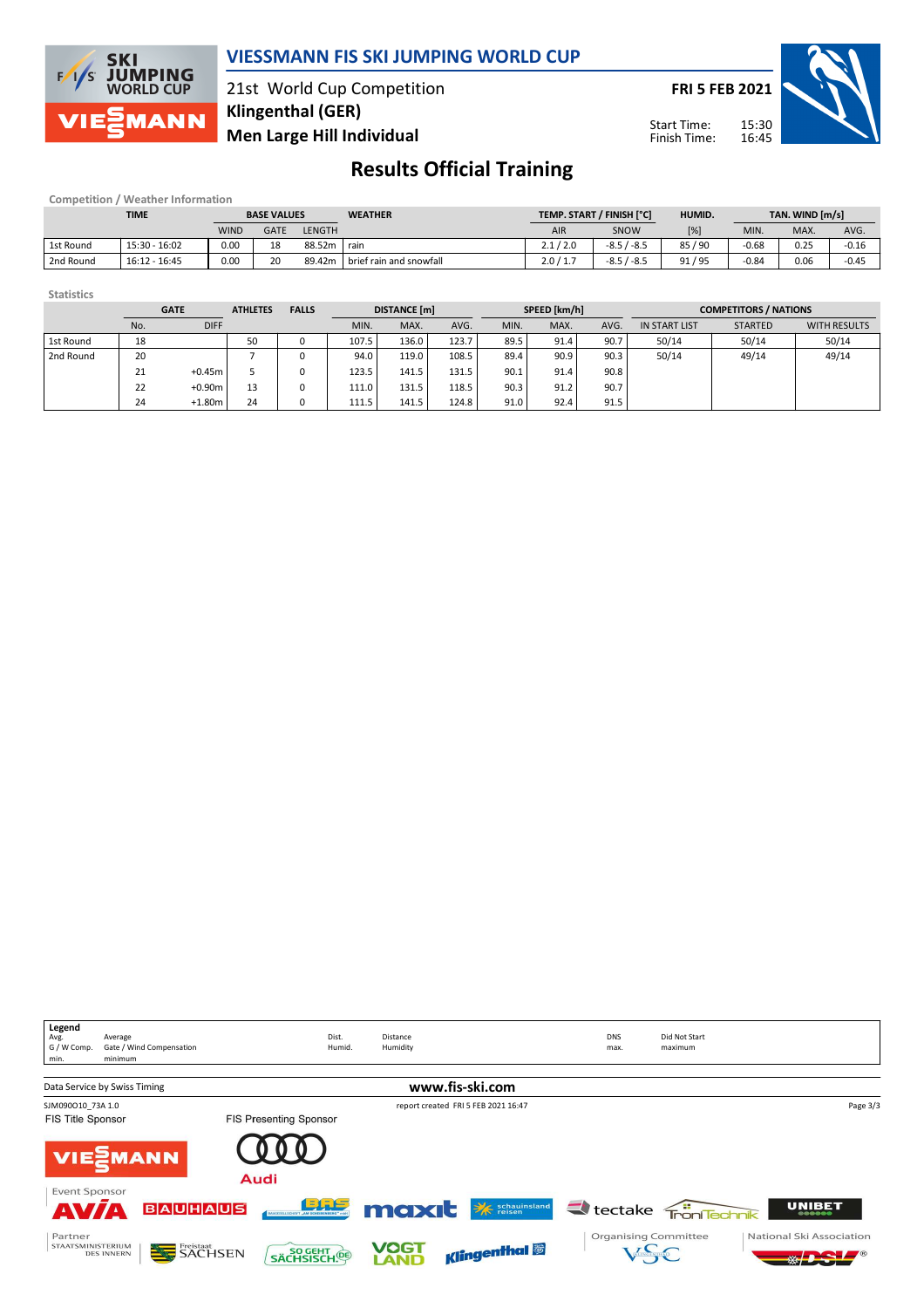# VIESSMANN FIS SKI JUMPING WORLD CUP

21st World Cup Competition

**Klingenthal (GER)**

**Men Large Hill Individual**

**FRI 5 FEB 2021**

Start Time: 15:30
Finish Time: 16:45

## Results Official Training

**Competition / Weather Information**

| | TIME | BASE VALUES | | | WEATHER | TEMP. START / FINISH [°C] | | HUMID. | TAN. WIND [m/s] | | |
|---|---|---|---|---|---|---|---|---|---|---|---|
| | | WIND | GATE | LENGTH | | AIR | SNOW | [%] | MIN. | MAX. | AVG. |
| 1st Round | 15:30 - 16:02 | 0.00 | 18 | 88.52m | rain | 2.1 / 2.0 | -8.5 / -8.5 | 85 / 90 | -0.68 | 0.25 | -0.16 |
| 2nd Round | 16:12 - 16:45 | 0.00 | 20 | 89.42m | brief rain and snowfall | 2.0 / 1.7 | -8.5 / -8.5 | 91 / 95 | -0.84 | 0.06 | -0.45 |

**Statistics**

| | GATE | | ATHLETES | FALLS | DISTANCE [m] | | | SPEED [km/h] | | | COMPETITORS / NATIONS | | |
|---|---|---|---|---|---|---|---|---|---|---|---|---|---|
| | No. | DIFF | | | MIN. | MAX. | AVG. | MIN. | MAX. | AVG. | IN START LIST | STARTED | WITH RESULTS |
| 1st Round | 18 | | 50 | 0 | 107.5 | 136.0 | 123.7 | 89.5 | 91.4 | 90.7 | 50/14 | 50/14 | 50/14 |
| 2nd Round | 20 | | 7 | 0 | 94.0 | 119.0 | 108.5 | 89.4 | 90.9 | 90.3 | 50/14 | 49/14 | 49/14 |
| | 21 | +0.45m | 5 | 0 | 123.5 | 141.5 | 131.5 | 90.1 | 91.4 | 90.8 | | | |
| | 22 | +0.90m | 13 | 0 | 111.0 | 131.5 | 118.5 | 90.3 | 91.2 | 90.7 | | | |
| | 24 | +1.80m | 24 | 0 | 111.5 | 141.5 | 124.8 | 91.0 | 92.4 | 91.5 | | | |

**Legend**

| | | | | | |
|---|---|---|---|---|---|
| Avg. | Average | Dist. | Distance | DNS | Did Not Start |
| G / W Comp. | Gate / Wind Compensation | Humid. | Humidity | max. | maximum |
| min. | minimum | | | | |

Data Service by Swiss Timing

www.fis-ski.com

SJM090O10_73A 1.0

report created FRI 5 FEB 2021 16:47

FIS Title Sponsor: VIESSMANN

FIS Presenting Sponsor: Audi

Event Sponsor: AVIA, BAUHAUS, BAS, maxit, schauinsland reisen, tectake, TronTechnik, UNIBET

Partner: STAATSMINISTERIUM DES INNERN, Freistaat SACHSEN, SO GEHT SÄCHSISCH., VOGTLAND, Klingenthal

Organising Committee: VSC

National Ski Association: DSV